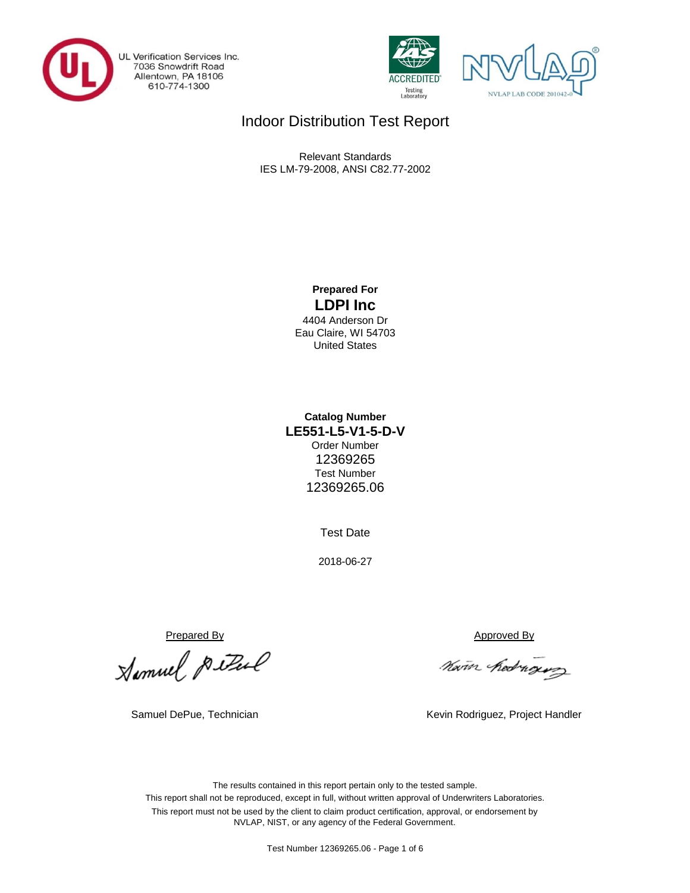UL Verification Services Inc.
7036 Snowdrift Road
Allentown, PA 18106
610-774-1300

NVLAP LAB CODE 201042-0

# Indoor Distribution Test Report

Relevant Standards
IES LM-79-2008, ANSI C82.77-2002

**Prepared For**

**LDPI Inc**

4404 Anderson Dr
Eau Claire, WI 54703
United States

**Catalog Number**

**LE551-L5-V1-5-D-V**

Order Number
12369265

Test Number
12369265.06

Test Date

2018-06-27

Prepared By

Samuel DePue, Technician

Approved By

Kevin Rodriguez, Project Handler

The results contained in this report pertain only to the tested sample.
This report shall not be reproduced, except in full, without written approval of Underwriters Laboratories.
This report must not be used by the client to claim product certification, approval, or endorsement by NVLAP, NIST, or any agency of the Federal Government.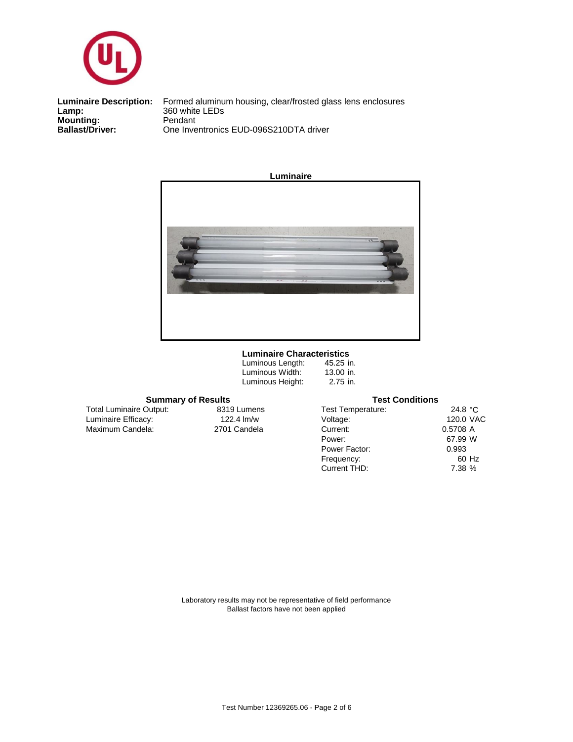| | |
|---|---|
| **Luminaire Description:** | Formed aluminum housing, clear/frosted glass lens enclosures |
| **Lamp:** | 360 white LEDs |
| **Mounting:** | Pendant |
| **Ballast/Driver:** | One Inventronics EUD-096S210DTA driver |

**Luminaire**

### Luminaire Characteristics

| | |
|---|---|
| Luminous Length: | 45.25 in. |
| Luminous Width: | 13.00 in. |
| Luminous Height: | 2.75 in. |

### Summary of Results

| | |
|---|---|
| Total Luminaire Output: | 8319 Lumens |
| Luminaire Efficacy: | 122.4 lm/w |
| Maximum Candela: | 2701 Candela |

### Test Conditions

| | |
|---|---|
| Test Temperature: | 24.8 °C |
| Voltage: | 120.0 VAC |
| Current: | 0.5708 A |
| Power: | 67.99 W |
| Power Factor: | 0.993 |
| Frequency: | 60 Hz |
| Current THD: | 7.38 % |

Laboratory results may not be representative of field performance
Ballast factors have not been applied

Test Number 12369265.06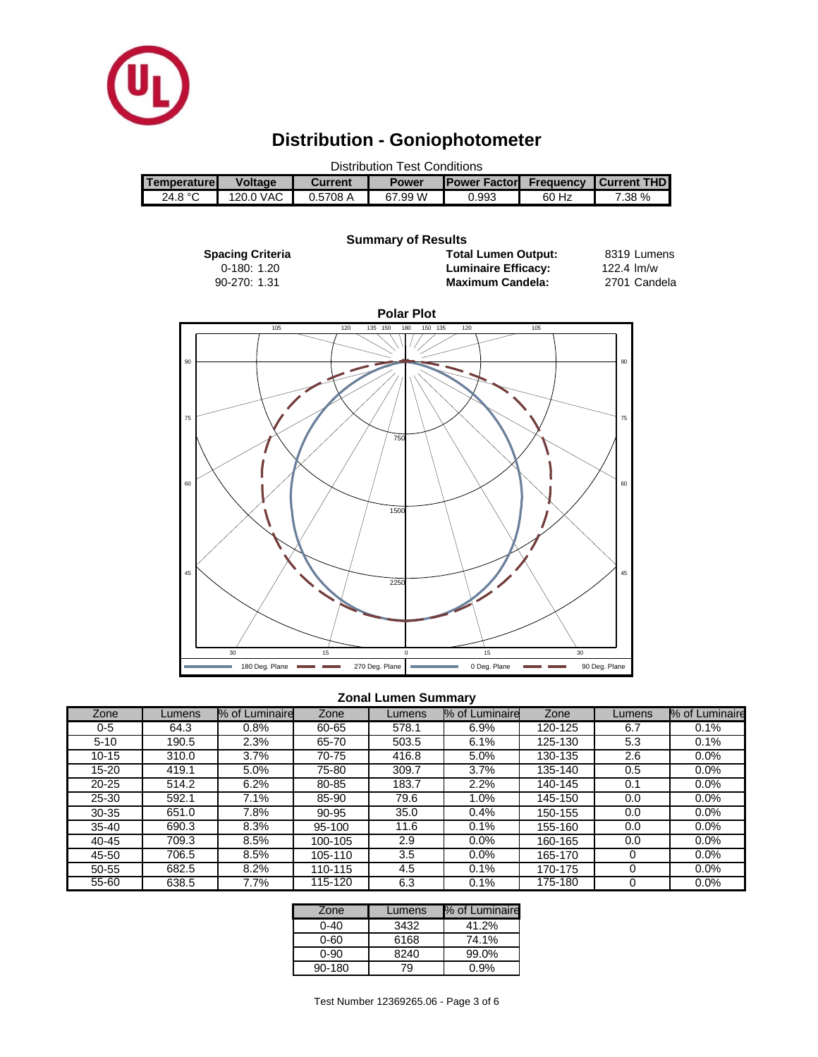# Distribution - Goniophotometer

Distribution Test Conditions

| Temperature | Voltage | Current | Power | Power Factor | Frequency | Current THD |
|---|---|---|---|---|---|---|
| 24.8 °C | 120.0 VAC | 0.5708 A | 67.99 W | 0.993 | 60 Hz | 7.38 % |

## Summary of Results

**Spacing Criteria**

0-180: 1.20

90-270: 1.31

| | |
|---|---|
| **Total Lumen Output:** | 8319 Lumens |
| **Luminaire Efficacy:** | 122.4 lm/w |
| **Maximum Candela:** | 2701 Candela |

**Polar Plot**

180 Deg. Plane — 270 Deg. Plane — 0 Deg. Plane — 90 Deg. Plane

## Zonal Lumen Summary

| Zone | Lumens | % of Luminaire | Zone | Lumens | % of Luminaire | Zone | Lumens | % of Luminaire |
|---|---|---|---|---|---|---|---|---|
| 0-5 | 64.3 | 0.8% | 60-65 | 578.1 | 6.9% | 120-125 | 6.7 | 0.1% |
| 5-10 | 190.5 | 2.3% | 65-70 | 503.5 | 6.1% | 125-130 | 5.3 | 0.1% |
| 10-15 | 310.0 | 3.7% | 70-75 | 416.8 | 5.0% | 130-135 | 2.6 | 0.0% |
| 15-20 | 419.1 | 5.0% | 75-80 | 309.7 | 3.7% | 135-140 | 0.5 | 0.0% |
| 20-25 | 514.2 | 6.2% | 80-85 | 183.7 | 2.2% | 140-145 | 0.1 | 0.0% |
| 25-30 | 592.1 | 7.1% | 85-90 | 79.6 | 1.0% | 145-150 | 0.0 | 0.0% |
| 30-35 | 651.0 | 7.8% | 90-95 | 35.0 | 0.4% | 150-155 | 0.0 | 0.0% |
| 35-40 | 690.3 | 8.3% | 95-100 | 11.6 | 0.1% | 155-160 | 0.0 | 0.0% |
| 40-45 | 709.3 | 8.5% | 100-105 | 2.9 | 0.0% | 160-165 | 0.0 | 0.0% |
| 45-50 | 706.5 | 8.5% | 105-110 | 3.5 | 0.0% | 165-170 | 0 | 0.0% |
| 50-55 | 682.5 | 8.2% | 110-115 | 4.5 | 0.1% | 170-175 | 0 | 0.0% |
| 55-60 | 638.5 | 7.7% | 115-120 | 6.3 | 0.1% | 175-180 | 0 | 0.0% |

| Zone | Lumens | % of Luminaire |
|---|---|---|
| 0-40 | 3432 | 41.2% |
| 0-60 | 6168 | 74.1% |
| 0-90 | 8240 | 99.0% |
| 90-180 | 79 | 0.9% |

Test Number 12369265.06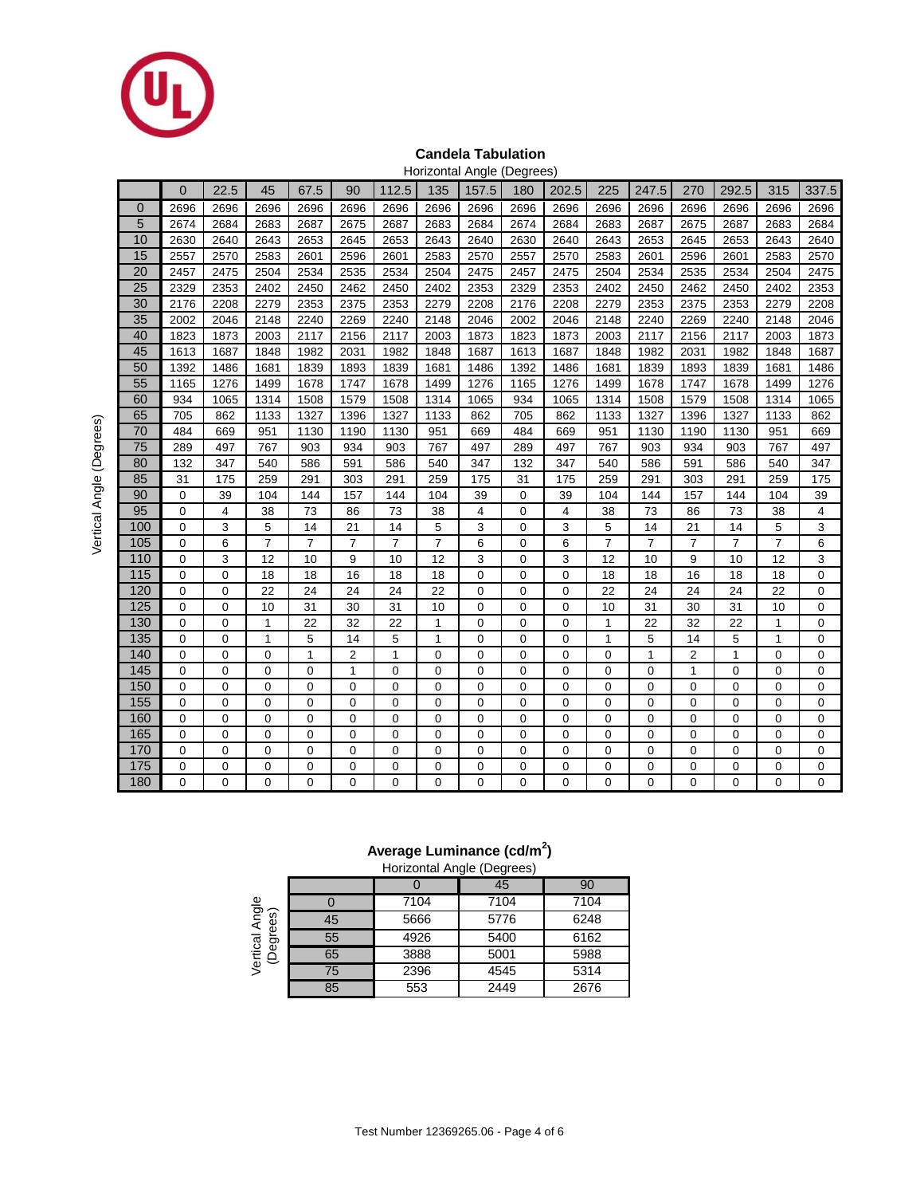## Candela Tabulation

Horizontal Angle (Degrees) across; Vertical Angle (Degrees) down.

| Vertical Angle (Degrees) | 0 | 22.5 | 45 | 67.5 | 90 | 112.5 | 135 | 157.5 | 180 | 202.5 | 225 | 247.5 | 270 | 292.5 | 315 | 337.5 |
|---|---|---|---|---|---|---|---|---|---|---|---|---|---|---|---|---|
| 0 | 2696 | 2696 | 2696 | 2696 | 2696 | 2696 | 2696 | 2696 | 2696 | 2696 | 2696 | 2696 | 2696 | 2696 | 2696 | 2696 |
| 5 | 2674 | 2684 | 2683 | 2687 | 2675 | 2687 | 2683 | 2684 | 2674 | 2684 | 2683 | 2687 | 2675 | 2687 | 2683 | 2684 |
| 10 | 2630 | 2640 | 2643 | 2653 | 2645 | 2653 | 2643 | 2640 | 2630 | 2640 | 2643 | 2653 | 2645 | 2653 | 2643 | 2640 |
| 15 | 2557 | 2570 | 2583 | 2601 | 2596 | 2601 | 2583 | 2570 | 2557 | 2570 | 2583 | 2601 | 2596 | 2601 | 2583 | 2570 |
| 20 | 2457 | 2475 | 2504 | 2534 | 2535 | 2534 | 2504 | 2475 | 2457 | 2475 | 2504 | 2534 | 2535 | 2534 | 2504 | 2475 |
| 25 | 2329 | 2353 | 2402 | 2450 | 2462 | 2450 | 2402 | 2353 | 2329 | 2353 | 2402 | 2450 | 2462 | 2450 | 2402 | 2353 |
| 30 | 2176 | 2208 | 2279 | 2353 | 2375 | 2353 | 2279 | 2208 | 2176 | 2208 | 2279 | 2353 | 2375 | 2353 | 2279 | 2208 |
| 35 | 2002 | 2046 | 2148 | 2240 | 2269 | 2240 | 2148 | 2046 | 2002 | 2046 | 2148 | 2240 | 2269 | 2240 | 2148 | 2046 |
| 40 | 1823 | 1873 | 2003 | 2117 | 2156 | 2117 | 2003 | 1873 | 1823 | 1873 | 2003 | 2117 | 2156 | 2117 | 2003 | 1873 |
| 45 | 1613 | 1687 | 1848 | 1982 | 2031 | 1982 | 1848 | 1687 | 1613 | 1687 | 1848 | 1982 | 2031 | 1982 | 1848 | 1687 |
| 50 | 1392 | 1486 | 1681 | 1839 | 1893 | 1839 | 1681 | 1486 | 1392 | 1486 | 1681 | 1839 | 1893 | 1839 | 1681 | 1486 |
| 55 | 1165 | 1276 | 1499 | 1678 | 1747 | 1678 | 1499 | 1276 | 1165 | 1276 | 1499 | 1678 | 1747 | 1678 | 1499 | 1276 |
| 60 | 934 | 1065 | 1314 | 1508 | 1579 | 1508 | 1314 | 1065 | 934 | 1065 | 1314 | 1508 | 1579 | 1508 | 1314 | 1065 |
| 65 | 705 | 862 | 1133 | 1327 | 1396 | 1327 | 1133 | 862 | 705 | 862 | 1133 | 1327 | 1396 | 1327 | 1133 | 862 |
| 70 | 484 | 669 | 951 | 1130 | 1190 | 1130 | 951 | 669 | 484 | 669 | 951 | 1130 | 1190 | 1130 | 951 | 669 |
| 75 | 289 | 497 | 767 | 903 | 934 | 903 | 767 | 497 | 289 | 497 | 767 | 903 | 934 | 903 | 767 | 497 |
| 80 | 132 | 347 | 540 | 586 | 591 | 586 | 540 | 347 | 132 | 347 | 540 | 586 | 591 | 586 | 540 | 347 |
| 85 | 31 | 175 | 259 | 291 | 303 | 291 | 259 | 175 | 31 | 175 | 259 | 291 | 303 | 291 | 259 | 175 |
| 90 | 0 | 39 | 104 | 144 | 157 | 144 | 104 | 39 | 0 | 39 | 104 | 144 | 157 | 144 | 104 | 39 |
| 95 | 0 | 4 | 38 | 73 | 86 | 73 | 38 | 4 | 0 | 4 | 38 | 73 | 86 | 73 | 38 | 4 |
| 100 | 0 | 3 | 5 | 14 | 21 | 14 | 5 | 3 | 0 | 3 | 5 | 14 | 21 | 14 | 5 | 3 |
| 105 | 0 | 6 | 7 | 7 | 7 | 7 | 7 | 6 | 0 | 6 | 7 | 7 | 7 | 7 | 7 | 6 |
| 110 | 0 | 3 | 12 | 10 | 9 | 10 | 12 | 3 | 0 | 3 | 12 | 10 | 9 | 10 | 12 | 3 |
| 115 | 0 | 0 | 18 | 18 | 16 | 18 | 18 | 0 | 0 | 0 | 18 | 18 | 16 | 18 | 18 | 0 |
| 120 | 0 | 0 | 22 | 24 | 24 | 24 | 22 | 0 | 0 | 0 | 22 | 24 | 24 | 24 | 22 | 0 |
| 125 | 0 | 0 | 10 | 31 | 30 | 31 | 10 | 0 | 0 | 0 | 10 | 31 | 30 | 31 | 10 | 0 |
| 130 | 0 | 0 | 1 | 22 | 32 | 22 | 1 | 0 | 0 | 0 | 1 | 22 | 32 | 22 | 1 | 0 |
| 135 | 0 | 0 | 1 | 5 | 14 | 5 | 1 | 0 | 0 | 0 | 1 | 5 | 14 | 5 | 1 | 0 |
| 140 | 0 | 0 | 0 | 1 | 2 | 1 | 0 | 0 | 0 | 0 | 0 | 1 | 2 | 1 | 0 | 0 |
| 145 | 0 | 0 | 0 | 0 | 1 | 0 | 0 | 0 | 0 | 0 | 0 | 0 | 1 | 0 | 0 | 0 |
| 150 | 0 | 0 | 0 | 0 | 0 | 0 | 0 | 0 | 0 | 0 | 0 | 0 | 0 | 0 | 0 | 0 |
| 155 | 0 | 0 | 0 | 0 | 0 | 0 | 0 | 0 | 0 | 0 | 0 | 0 | 0 | 0 | 0 | 0 |
| 160 | 0 | 0 | 0 | 0 | 0 | 0 | 0 | 0 | 0 | 0 | 0 | 0 | 0 | 0 | 0 | 0 |
| 165 | 0 | 0 | 0 | 0 | 0 | 0 | 0 | 0 | 0 | 0 | 0 | 0 | 0 | 0 | 0 | 0 |
| 170 | 0 | 0 | 0 | 0 | 0 | 0 | 0 | 0 | 0 | 0 | 0 | 0 | 0 | 0 | 0 | 0 |
| 175 | 0 | 0 | 0 | 0 | 0 | 0 | 0 | 0 | 0 | 0 | 0 | 0 | 0 | 0 | 0 | 0 |
| 180 | 0 | 0 | 0 | 0 | 0 | 0 | 0 | 0 | 0 | 0 | 0 | 0 | 0 | 0 | 0 | 0 |

## Average Luminance ($cd/m^2$)

Horizontal Angle (Degrees) across; Vertical Angle (Degrees) down.

| Vertical Angle (Degrees) | 0 | 45 | 90 |
|---|---|---|---|
| 0 | 7104 | 7104 | 7104 |
| 45 | 5666 | 5776 | 6248 |
| 55 | 4926 | 5400 | 6162 |
| 65 | 3888 | 5001 | 5988 |
| 75 | 2396 | 4545 | 5314 |
| 85 | 553 | 2449 | 2676 |

Test Number 12369265.06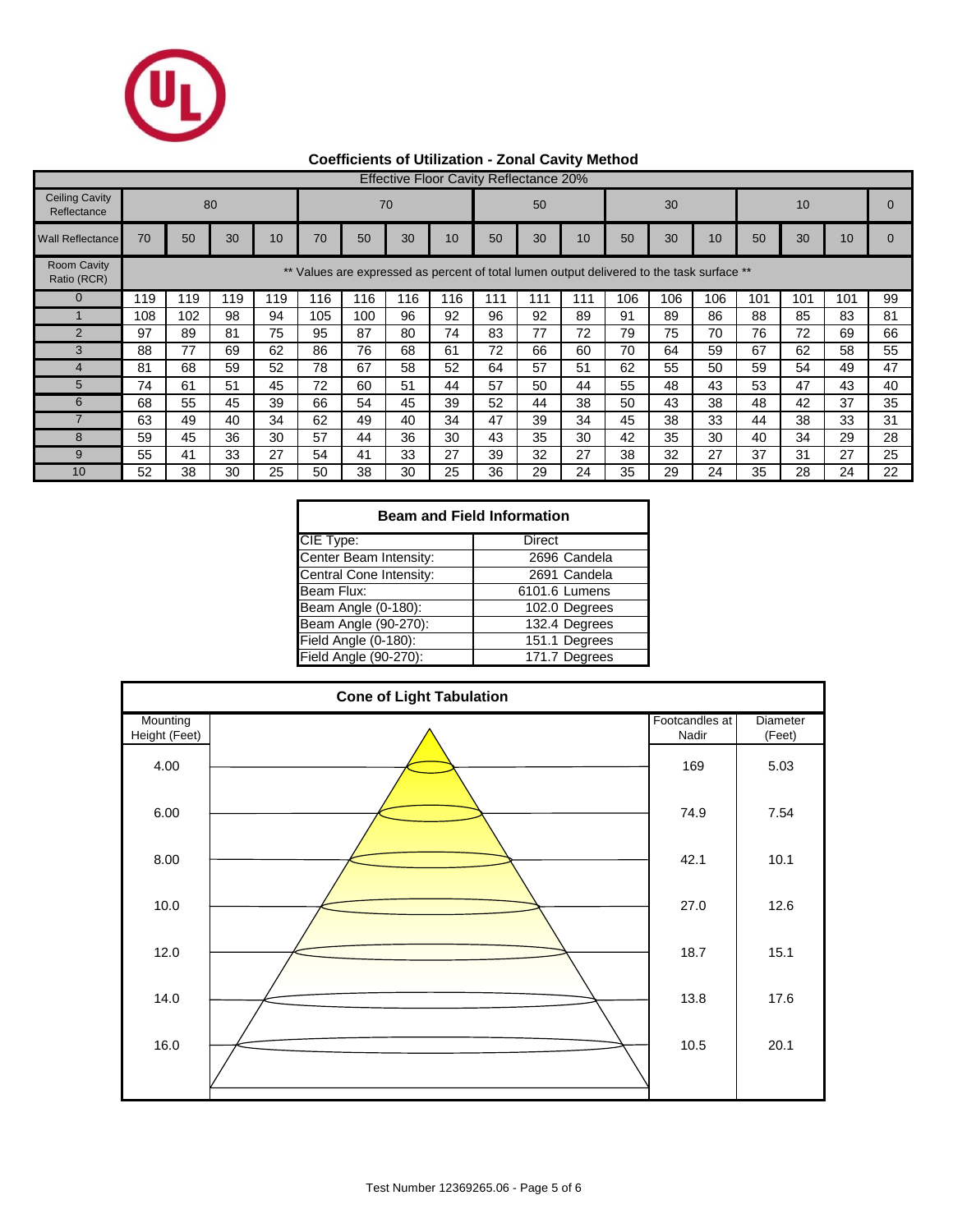## Coefficients of Utilization - Zonal Cavity Method

| Effective Floor Cavity Reflectance 20% | | | | | | | | | | | | | | | | | | |
|---|---|---|---|---|---|---|---|---|---|---|---|---|---|---|---|---|---|---|
| Ceiling Cavity Reflectance | 80 | | | | 70 | | | | 50 | | | 30 | | | 10 | | | 0 |
| Wall Reflectance | 70 | 50 | 30 | 10 | 70 | 50 | 30 | 10 | 50 | 30 | 10 | 50 | 30 | 10 | 50 | 30 | 10 | 0 |
| Room Cavity Ratio (RCR) | ** Values are expressed as percent of total lumen output delivered to the task surface ** | | | | | | | | | | | | | | | | | |
| 0 | 119 | 119 | 119 | 119 | 116 | 116 | 116 | 116 | 111 | 111 | 111 | 106 | 106 | 106 | 101 | 101 | 101 | 99 |
| 1 | 108 | 102 | 98 | 94 | 105 | 100 | 96 | 92 | 96 | 92 | 89 | 91 | 89 | 86 | 88 | 85 | 83 | 81 |
| 2 | 97 | 89 | 81 | 75 | 95 | 87 | 80 | 74 | 83 | 77 | 72 | 79 | 75 | 70 | 76 | 72 | 69 | 66 |
| 3 | 88 | 77 | 69 | 62 | 86 | 76 | 68 | 61 | 72 | 66 | 60 | 70 | 64 | 59 | 67 | 62 | 58 | 55 |
| 4 | 81 | 68 | 59 | 52 | 78 | 67 | 58 | 52 | 64 | 57 | 51 | 62 | 55 | 50 | 59 | 54 | 49 | 47 |
| 5 | 74 | 61 | 51 | 45 | 72 | 60 | 51 | 44 | 57 | 50 | 44 | 55 | 48 | 43 | 53 | 47 | 43 | 40 |
| 6 | 68 | 55 | 45 | 39 | 66 | 54 | 45 | 39 | 52 | 44 | 38 | 50 | 43 | 38 | 48 | 42 | 37 | 35 |
| 7 | 63 | 49 | 40 | 34 | 62 | 49 | 40 | 34 | 47 | 39 | 34 | 45 | 38 | 33 | 44 | 38 | 33 | 31 |
| 8 | 59 | 45 | 36 | 30 | 57 | 44 | 36 | 30 | 43 | 35 | 30 | 42 | 35 | 30 | 40 | 34 | 29 | 28 |
| 9 | 55 | 41 | 33 | 27 | 54 | 41 | 33 | 27 | 39 | 32 | 27 | 38 | 32 | 27 | 37 | 31 | 27 | 25 |
| 10 | 52 | 38 | 30 | 25 | 50 | 38 | 30 | 25 | 36 | 29 | 24 | 35 | 29 | 24 | 35 | 28 | 24 | 22 |

## Beam and Field Information

| | |
|---|---|
| CIE Type: | Direct |
| Center Beam Intensity: | 2696 Candela |
| Central Cone Intensity: | 2691 Candela |
| Beam Flux: | 6101.6 Lumens |
| Beam Angle (0-180): | 102.0 Degrees |
| Beam Angle (90-270): | 132.4 Degrees |
| Field Angle (0-180): | 151.1 Degrees |
| Field Angle (90-270): | 171.7 Degrees |

## Cone of Light Tabulation

| Mounting Height (Feet) | Footcandles at Nadir | Diameter (Feet) |
|---|---|---|
| 4.00 | 169 | 5.03 |
| 6.00 | 74.9 | 7.54 |
| 8.00 | 42.1 | 10.1 |
| 10.0 | 27.0 | 12.6 |
| 12.0 | 18.7 | 15.1 |
| 14.0 | 13.8 | 17.6 |
| 16.0 | 10.5 | 20.1 |

Test Number 12369265.06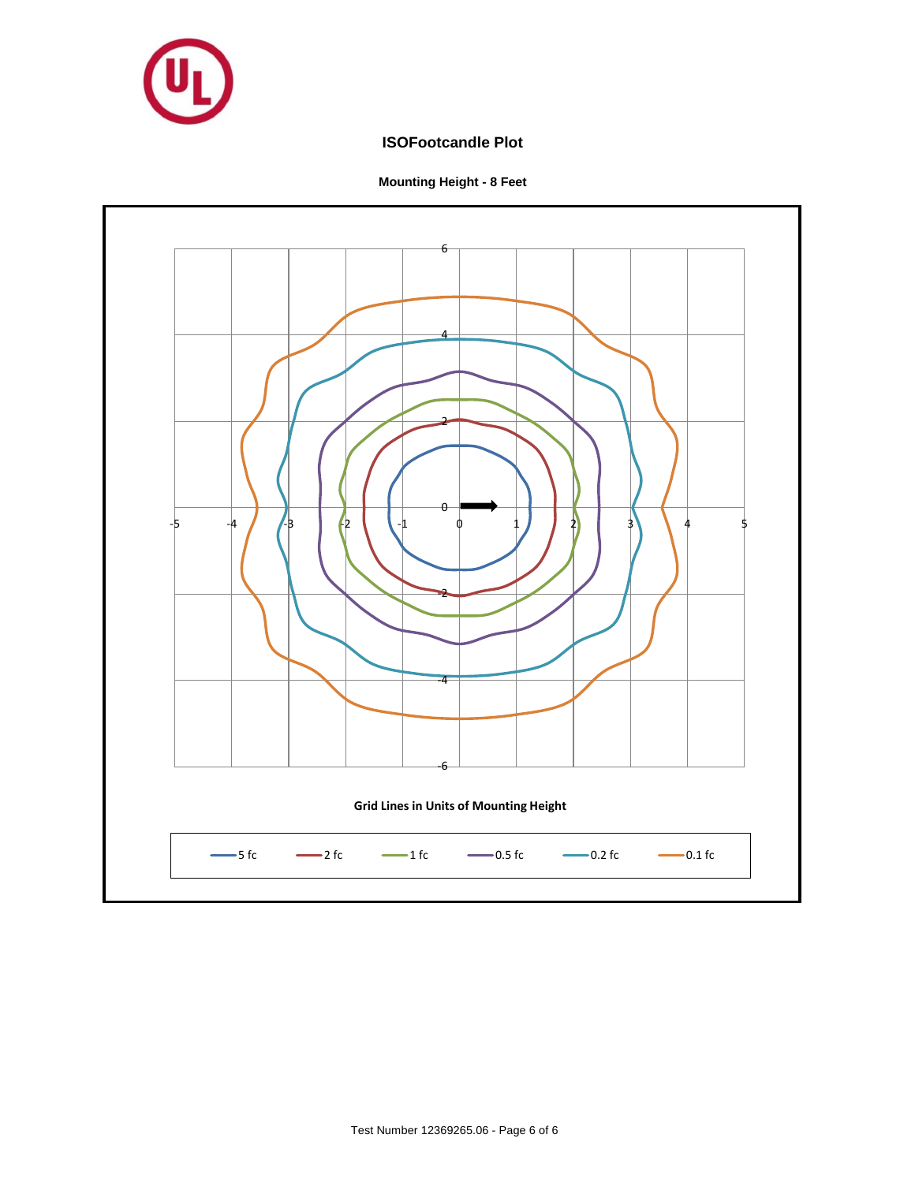# ISOFootcandle Plot

**Mounting Height - 8 Feet**

6

4

2

0

-2

-4

-6

-5 -4 -3 -2 -1 0 1 2 3 4 5

**Grid Lines in Units of Mounting Height**

5 fc
2 fc
1 fc
0.5 fc
0.2 fc
0.1 fc

Test Number 12369265.06